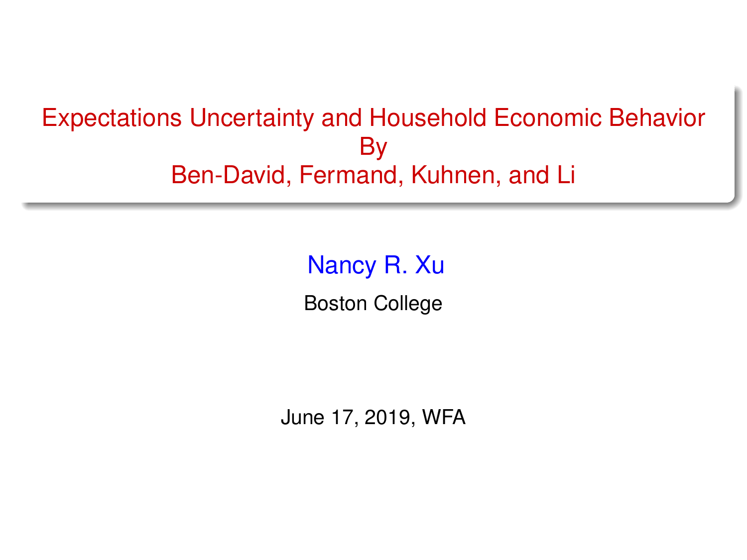# Expectations Uncertainty and Household Economic Behavior
# By
# Ben-David, Fermand, Kuhnen, and Li

Nancy R. Xu

Boston College

June 17, 2019, WFA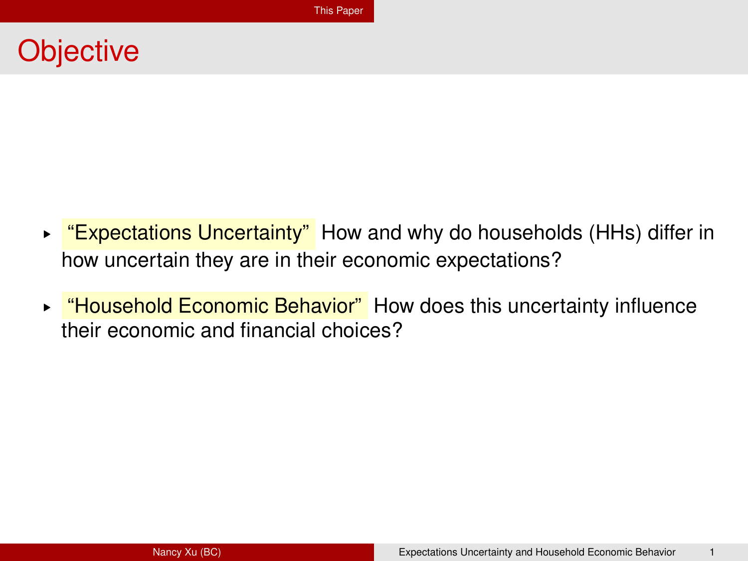# Objective

- **"Expectations Uncertainty"** How and why do households (HHs) differ in how uncertain they are in their economic expectations?
- **"Household Economic Behavior"** How does this uncertainty influence their economic and financial choices?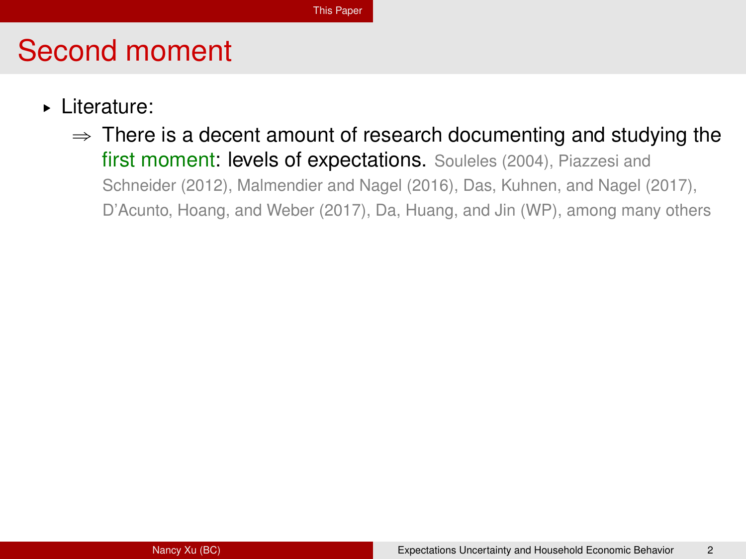# Second moment

- Literature:
  - ⇒ There is a decent amount of research documenting and studying the first moment: levels of expectations. Souleles (2004), Piazzesi and Schneider (2012), Malmendier and Nagel (2016), Das, Kuhnen, and Nagel (2017), D'Acunto, Hoang, and Weber (2017), Da, Huang, and Jin (WP), among many others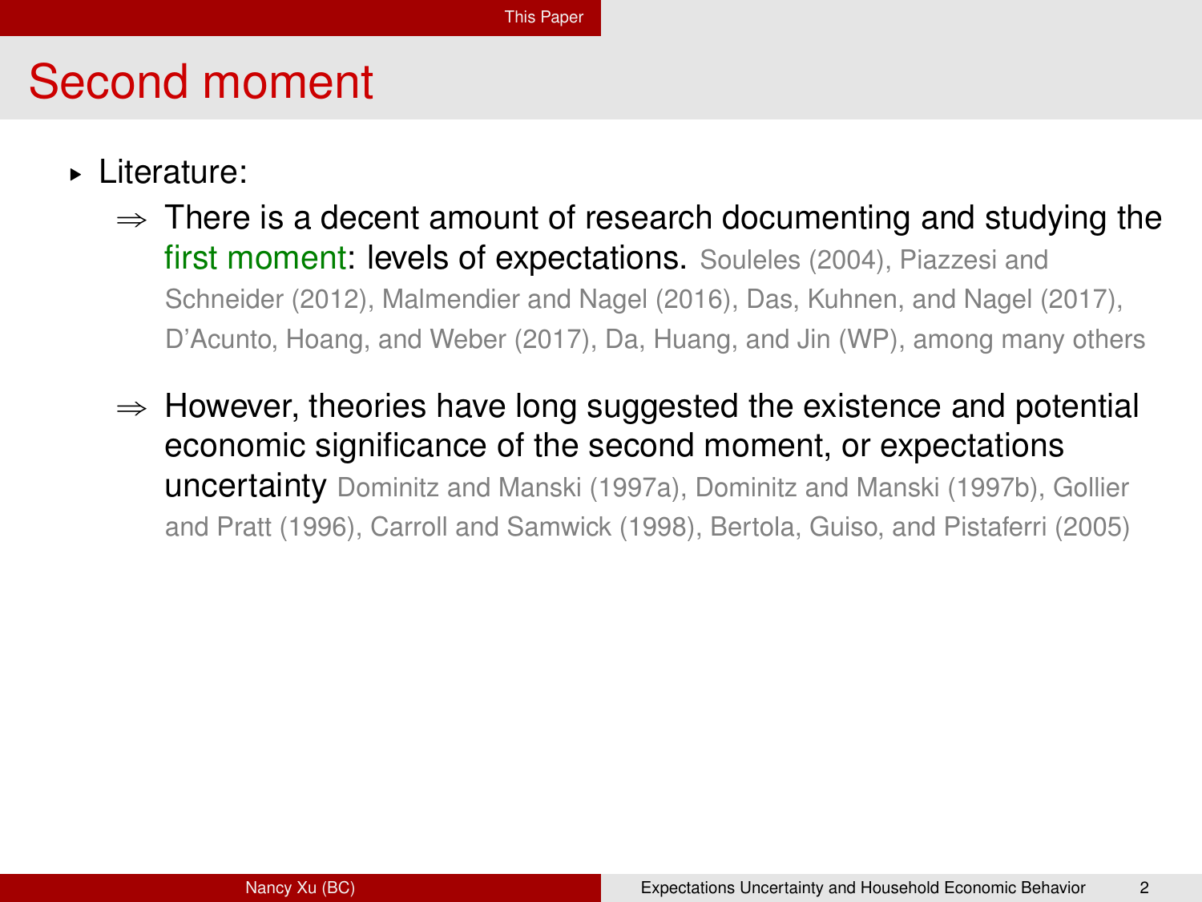# Second moment

- Literature:
  - ⇒ There is a decent amount of research documenting and studying the first moment: levels of expectations. Souleles (2004), Piazzesi and Schneider (2012), Malmendier and Nagel (2016), Das, Kuhnen, and Nagel (2017), D'Acunto, Hoang, and Weber (2017), Da, Huang, and Jin (WP), among many others
  - ⇒ However, theories have long suggested the existence and potential economic significance of the second moment, or expectations uncertainty Dominitz and Manski (1997a), Dominitz and Manski (1997b), Gollier and Pratt (1996), Carroll and Samwick (1998), Bertola, Guiso, and Pistaferri (2005)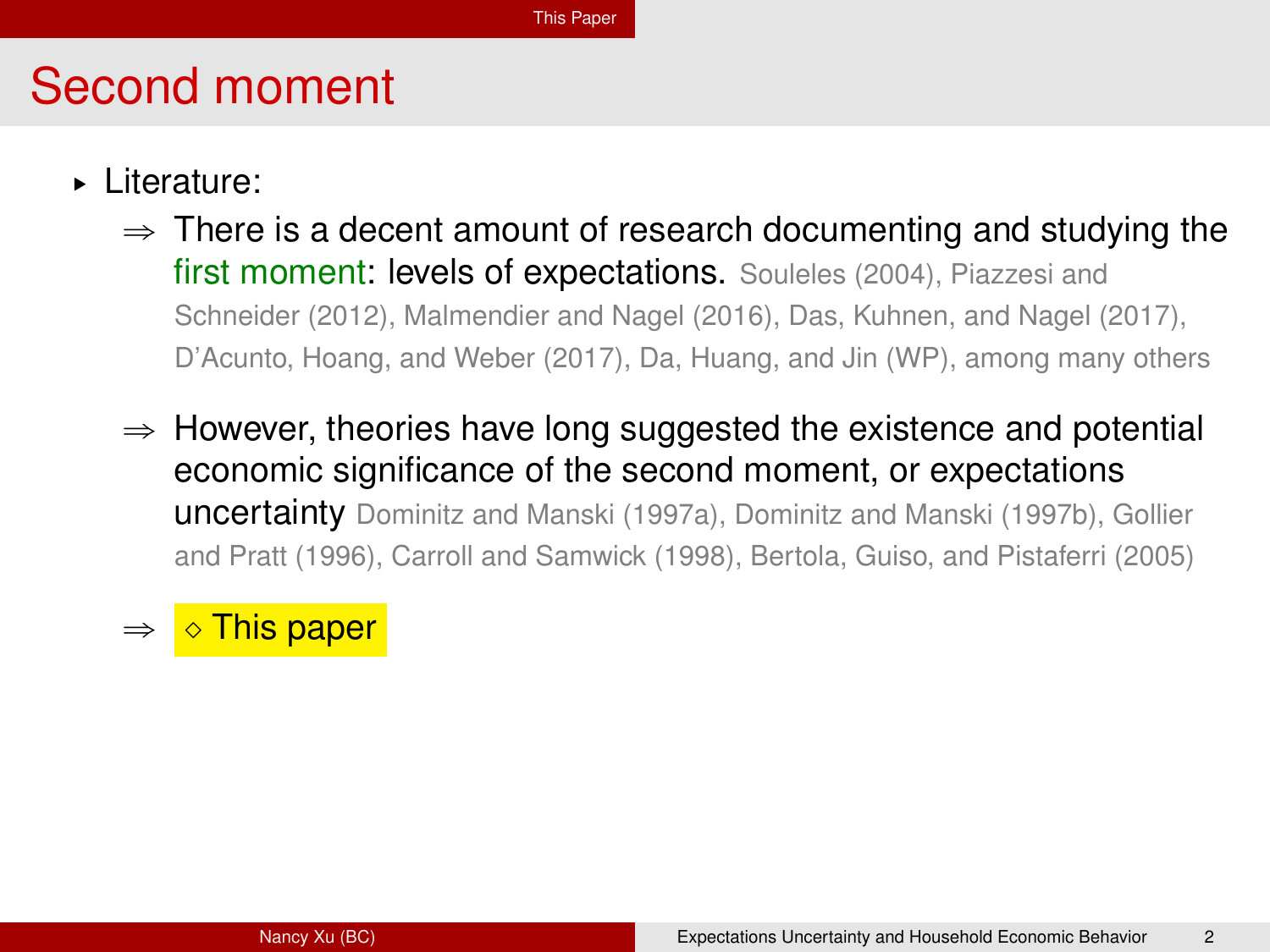# Second moment

- Literature:
  - ⇒ There is a decent amount of research documenting and studying the first moment: levels of expectations. Souleles (2004), Piazzesi and Schneider (2012), Malmendier and Nagel (2016), Das, Kuhnen, and Nagel (2017), D'Acunto, Hoang, and Weber (2017), Da, Huang, and Jin (WP), among many others
  - ⇒ However, theories have long suggested the existence and potential economic significance of the second moment, or expectations uncertainty Dominitz and Manski (1997a), Dominitz and Manski (1997b), Gollier and Pratt (1996), Carroll and Samwick (1998), Bertola, Guiso, and Pistaferri (2005)
  - ⇒ ◇ This paper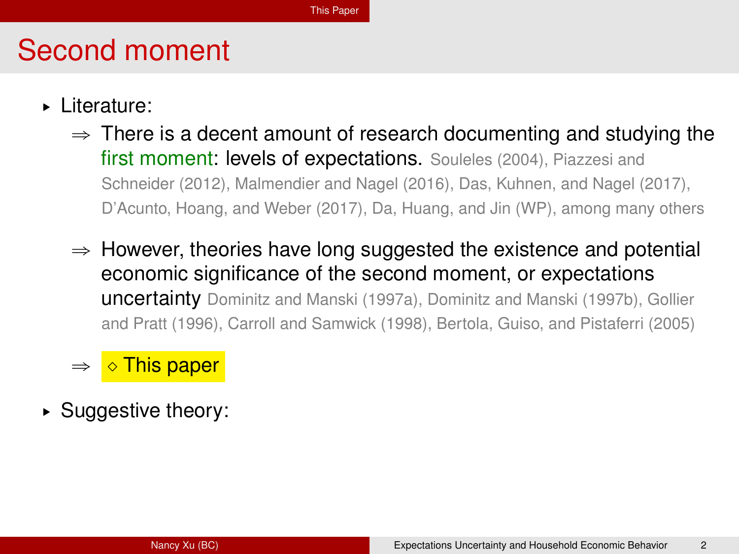# Second moment

- Literature:
  - ⇒ There is a decent amount of research documenting and studying the first moment: levels of expectations. Souleles (2004), Piazzesi and Schneider (2012), Malmendier and Nagel (2016), Das, Kuhnen, and Nagel (2017), D'Acunto, Hoang, and Weber (2017), Da, Huang, and Jin (WP), among many others
  - ⇒ However, theories have long suggested the existence and potential economic significance of the second moment, or expectations uncertainty Dominitz and Manski (1997a), Dominitz and Manski (1997b), Gollier and Pratt (1996), Carroll and Samwick (1998), Bertola, Guiso, and Pistaferri (2005)
  - ⇒ ◇ This paper
- Suggestive theory: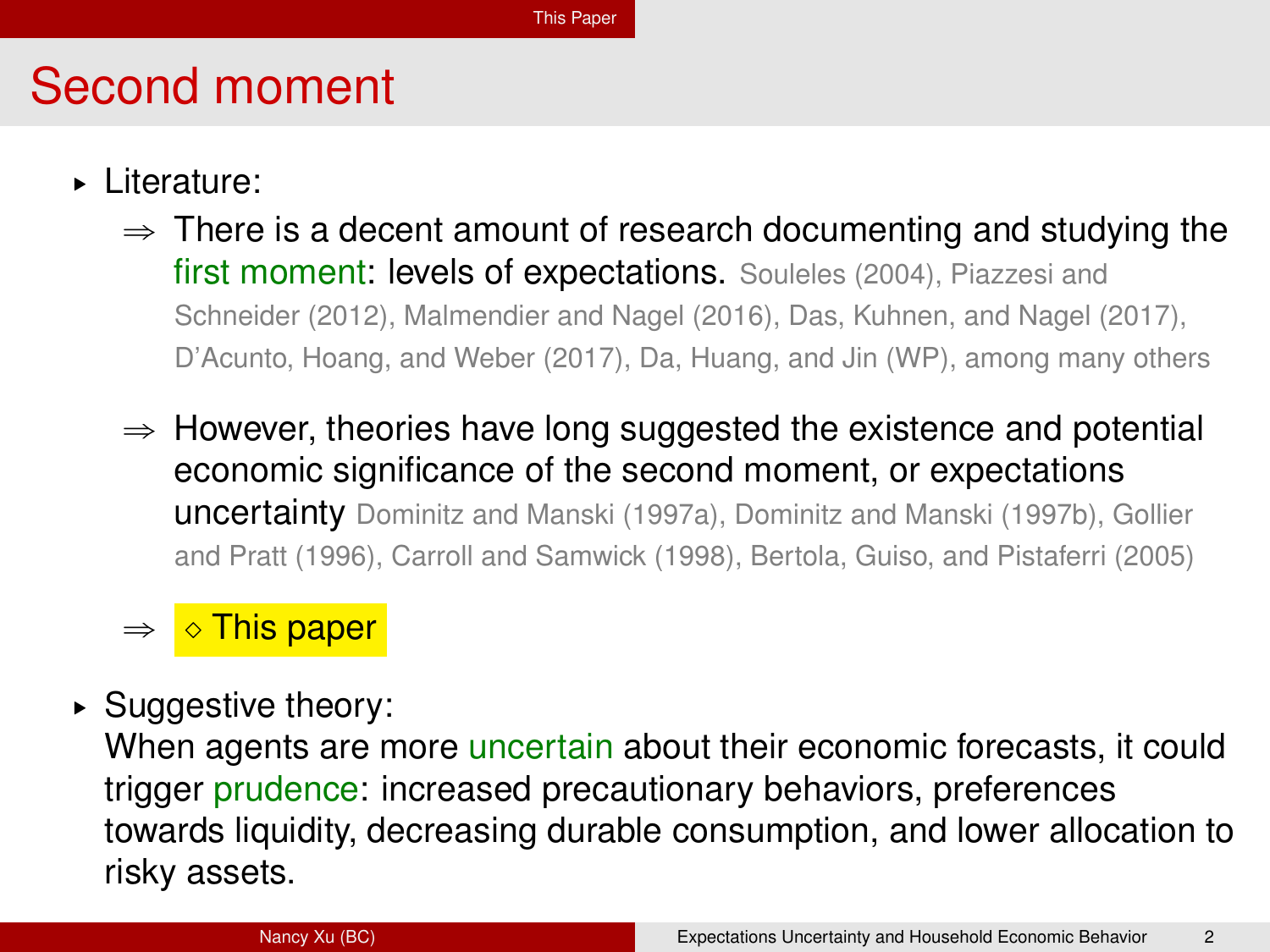# Second moment

- Literature:
  - ⇒ There is a decent amount of research documenting and studying the first moment: levels of expectations. Souleles (2004), Piazzesi and Schneider (2012), Malmendier and Nagel (2016), Das, Kuhnen, and Nagel (2017), D'Acunto, Hoang, and Weber (2017), Da, Huang, and Jin (WP), among many others
  - ⇒ However, theories have long suggested the existence and potential economic significance of the second moment, or expectations uncertainty Dominitz and Manski (1997a), Dominitz and Manski (1997b), Gollier and Pratt (1996), Carroll and Samwick (1998), Bertola, Guiso, and Pistaferri (2005)
  - ⇒ ◇ This paper
- Suggestive theory:
  When agents are more uncertain about their economic forecasts, it could trigger prudence: increased precautionary behaviors, preferences towards liquidity, decreasing durable consumption, and lower allocation to risky assets.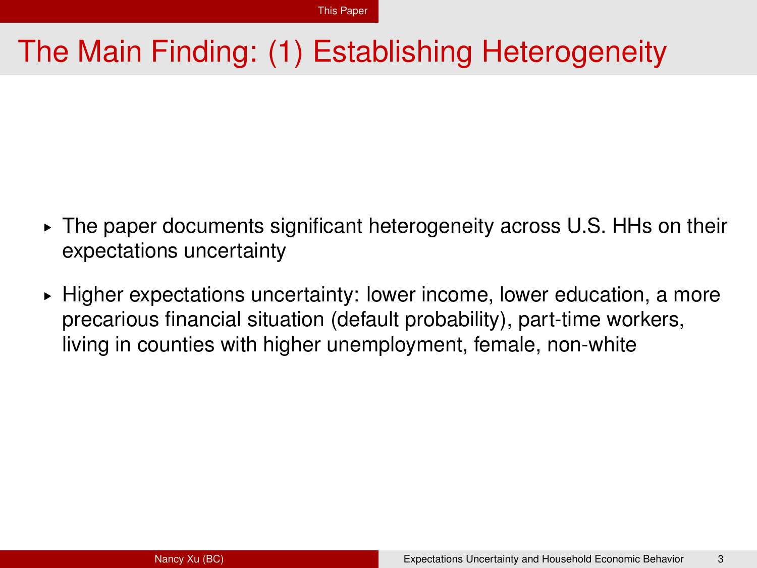# The Main Finding: (1) Establishing Heterogeneity

- The paper documents significant heterogeneity across U.S. HHs on their expectations uncertainty
- Higher expectations uncertainty: lower income, lower education, a more precarious financial situation (default probability), part-time workers, living in counties with higher unemployment, female, non-white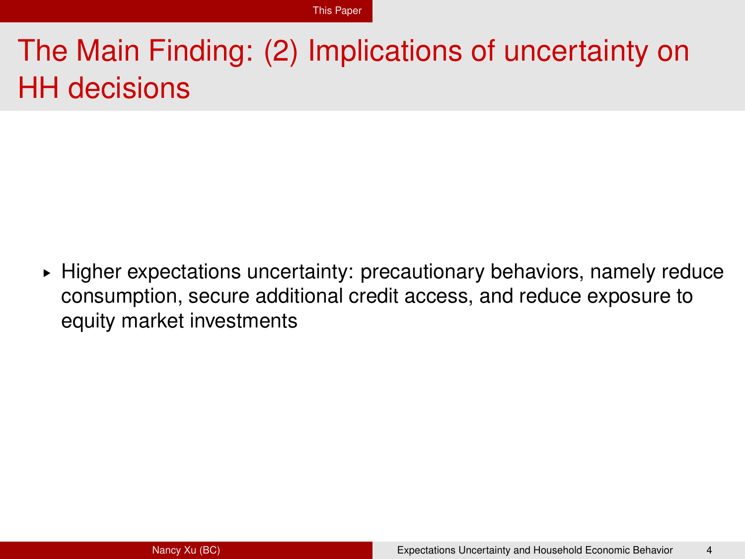# The Main Finding: (2) Implications of uncertainty on HH decisions

- Higher expectations uncertainty: precautionary behaviors, namely reduce consumption, secure additional credit access, and reduce exposure to equity market investments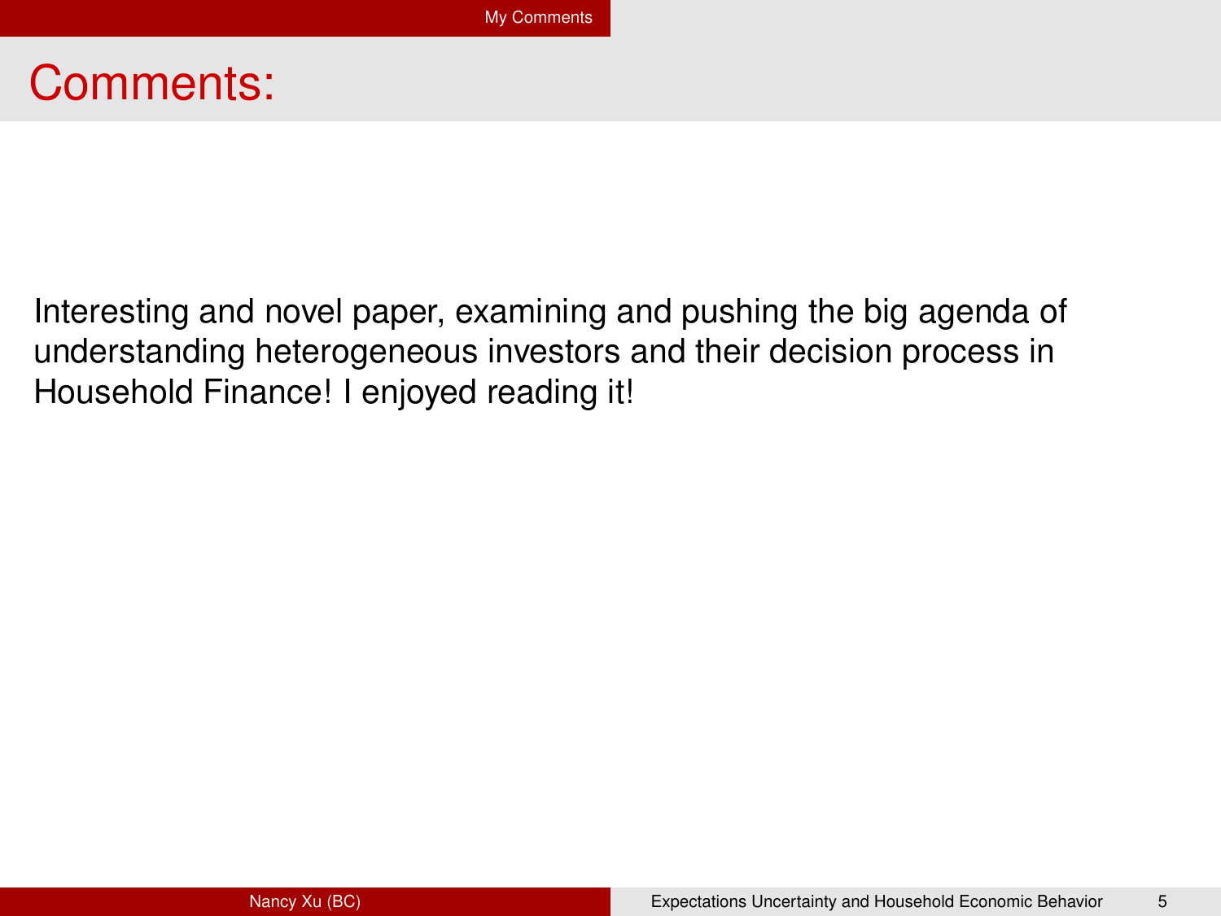# Comments:

Interesting and novel paper, examining and pushing the big agenda of understanding heterogeneous investors and their decision process in Household Finance! I enjoyed reading it!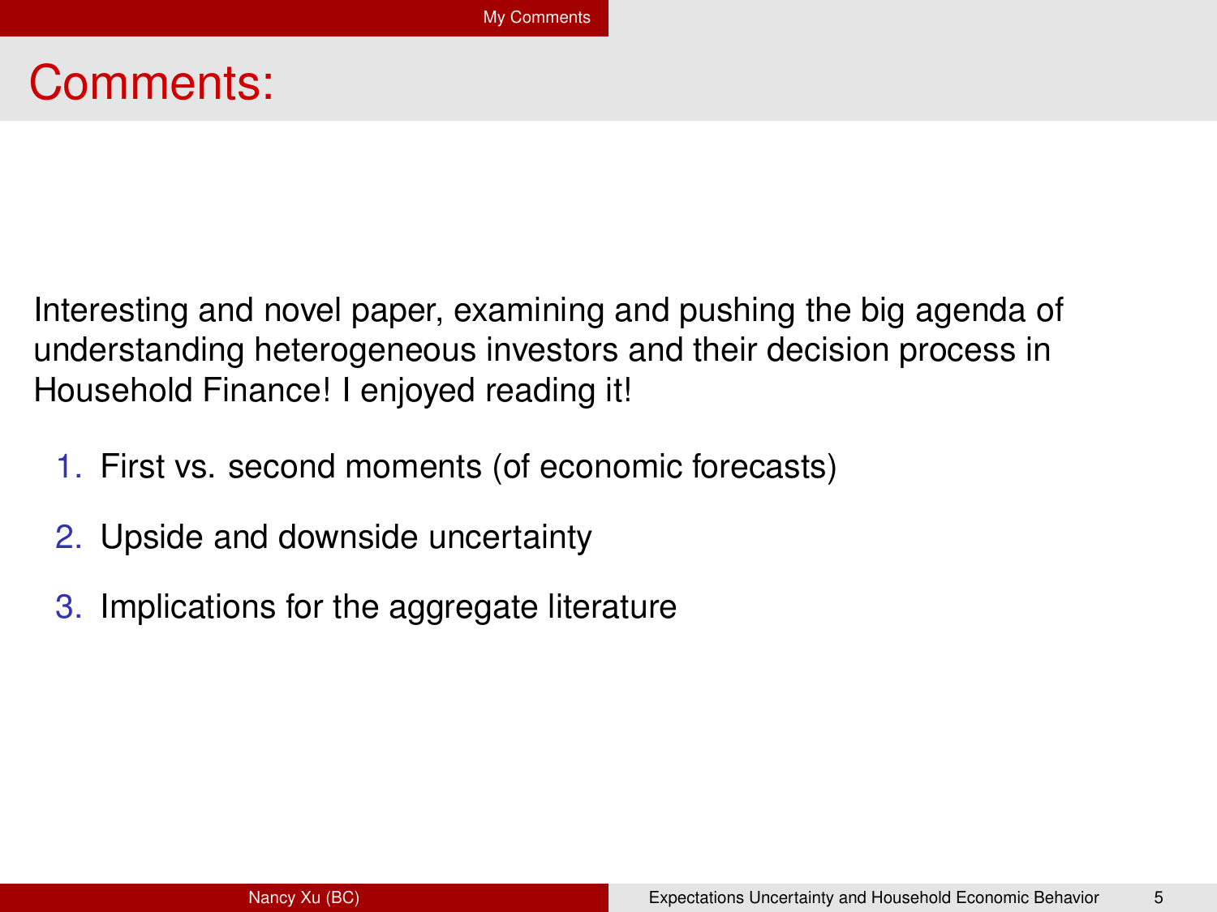# Comments:

Interesting and novel paper, examining and pushing the big agenda of understanding heterogeneous investors and their decision process in Household Finance! I enjoyed reading it!

1. First vs. second moments (of economic forecasts)
2. Upside and downside uncertainty
3. Implications for the aggregate literature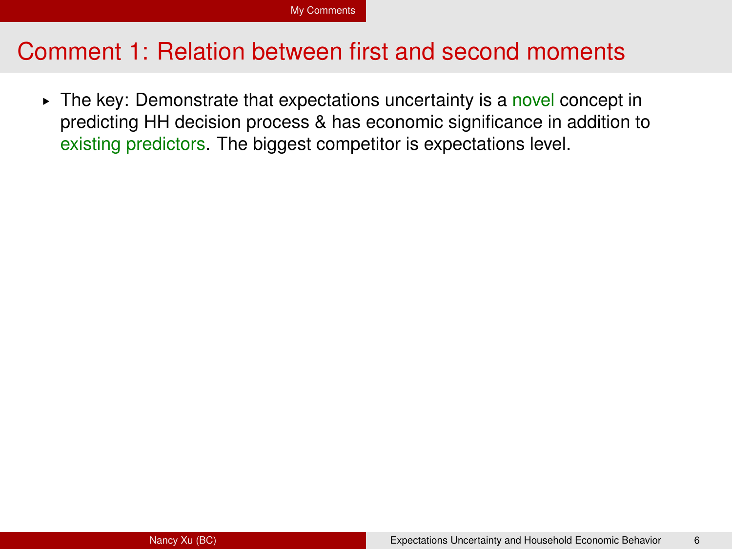# Comment 1: Relation between first and second moments

- The key: Demonstrate that expectations uncertainty is a novel concept in predicting HH decision process & has economic significance in addition to existing predictors. The biggest competitor is expectations level.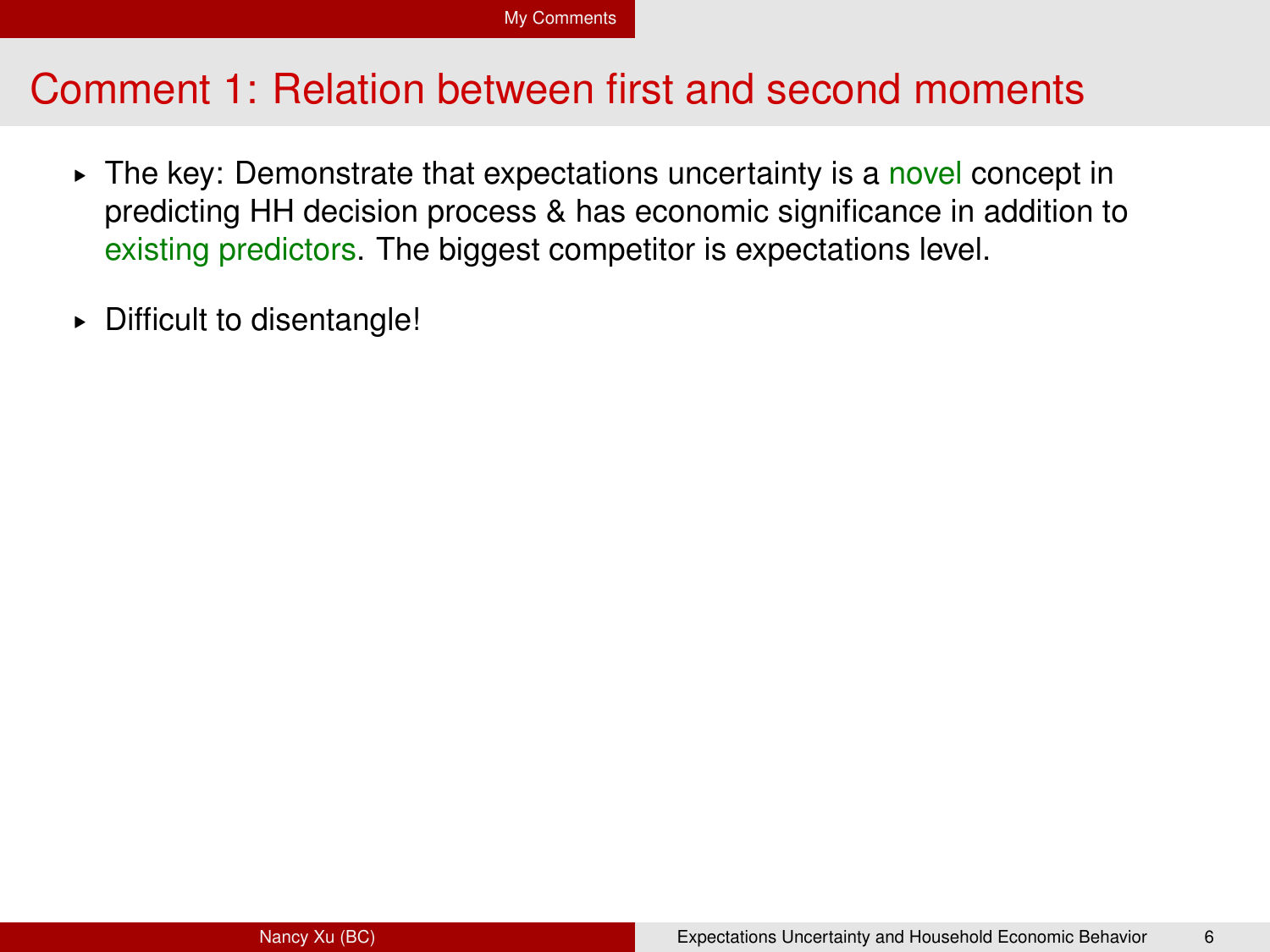# Comment 1: Relation between first and second moments

- The key: Demonstrate that expectations uncertainty is a novel concept in predicting HH decision process & has economic significance in addition to existing predictors. The biggest competitor is expectations level.
- Difficult to disentangle!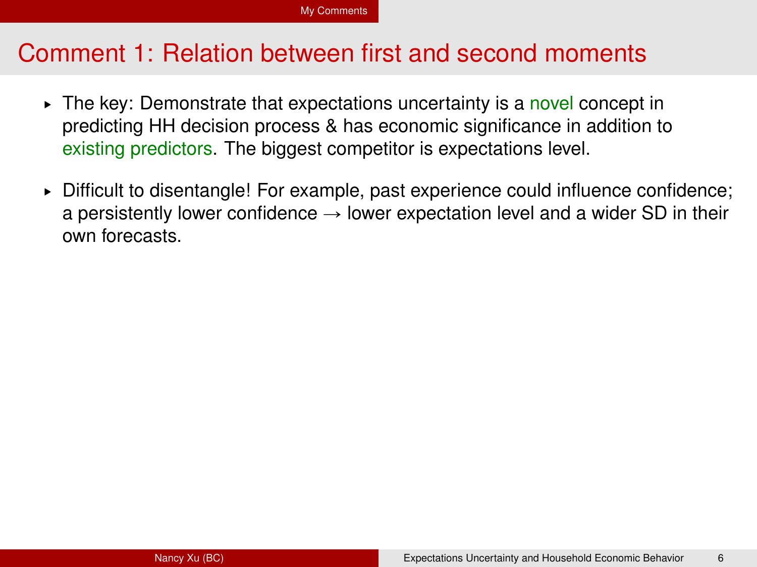# Comment 1: Relation between first and second moments

- The key: Demonstrate that expectations uncertainty is a novel concept in predicting HH decision process & has economic significance in addition to existing predictors. The biggest competitor is expectations level.
- Difficult to disentangle! For example, past experience could influence confidence; a persistently lower confidence $\rightarrow$ lower expectation level and a wider SD in their own forecasts.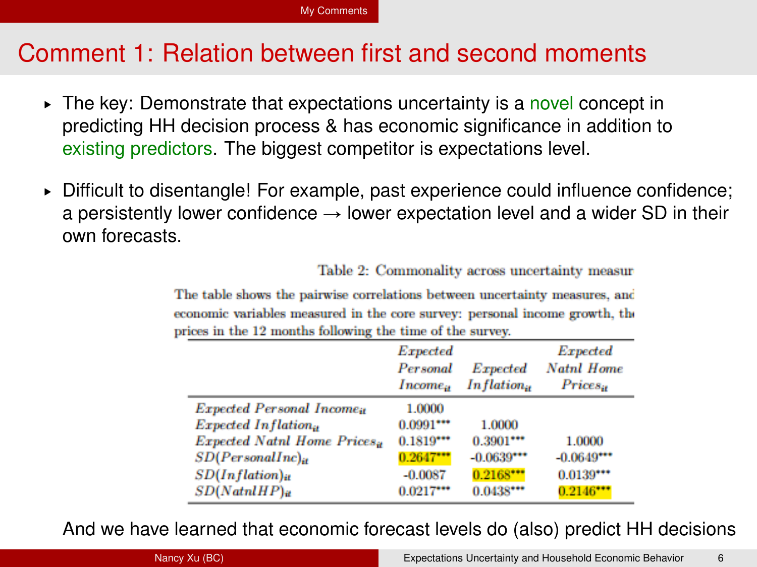# Comment 1: Relation between first and second moments

- The key: Demonstrate that expectations uncertainty is a novel concept in predicting HH decision process & has economic significance in addition to existing predictors. The biggest competitor is expectations level.
- Difficult to disentangle! For example, past experience could influence confidence; a persistently lower confidence → lower expectation level and a wider SD in their own forecasts.

Table 2: Commonality across uncertainty measur

The table shows the pairwise correlations between uncertainty measures, and economic variables measured in the core survey: personal income growth, th prices in the 12 months following the time of the survey.

| | *Expected Personal Income$_{it}$* | *Expected Inflation$_{it}$* | *Expected Natnl Home Prices$_{it}$* |
|---|---|---|---|
| *Expected Personal Income$_{it}$* | 1.0000 | | |
| *Expected Inflation$_{it}$* | 0.0991*** | 1.0000 | |
| *Expected Natnl Home Prices$_{it}$* | 0.1819*** | 0.3901*** | 1.0000 |
| *SD(PersonalInc)$_{it}$* | 0.2647*** | -0.0639*** | -0.0649*** |
| *SD(Inflation)$_{it}$* | -0.0087 | 0.2168*** | 0.0139*** |
| *SD(NatnlHP)$_{it}$* | 0.0217*** | 0.0438*** | 0.2146*** |

And we have learned that economic forecast levels do (also) predict HH decisions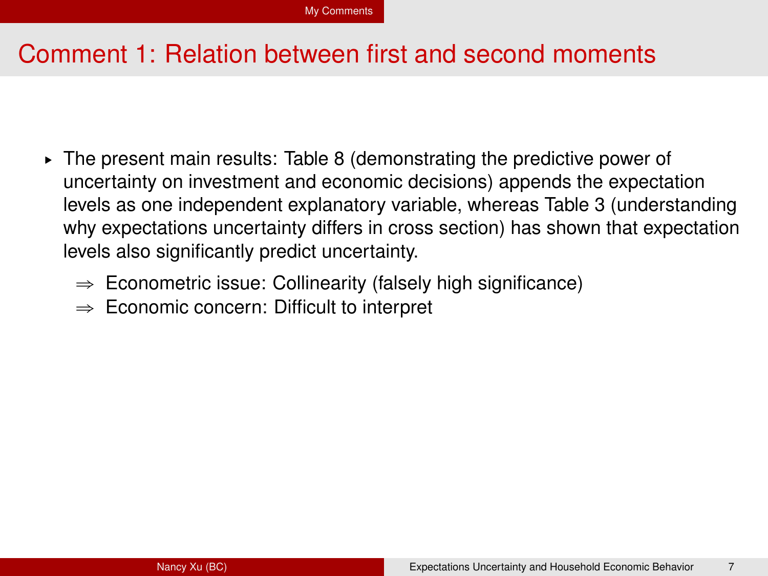# Comment 1: Relation between first and second moments

- The present main results: Table 8 (demonstrating the predictive power of uncertainty on investment and economic decisions) appends the expectation levels as one independent explanatory variable, whereas Table 3 (understanding why expectations uncertainty differs in cross section) has shown that expectation levels also significantly predict uncertainty.
  - $\Rightarrow$ Econometric issue: Collinearity (falsely high significance)
  - $\Rightarrow$ Economic concern: Difficult to interpret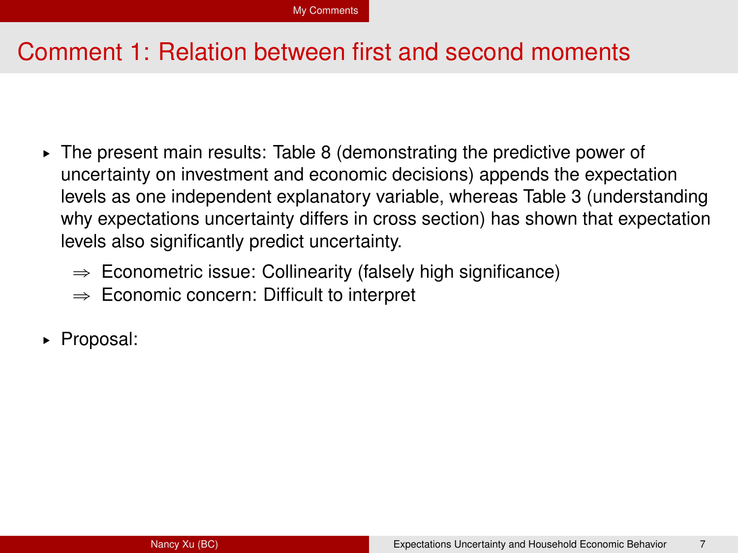# Comment 1: Relation between first and second moments

- The present main results: Table 8 (demonstrating the predictive power of uncertainty on investment and economic decisions) appends the expectation levels as one independent explanatory variable, whereas Table 3 (understanding why expectations uncertainty differs in cross section) has shown that expectation levels also significantly predict uncertainty.
  - $\Rightarrow$ Econometric issue: Collinearity (falsely high significance)
  - $\Rightarrow$ Economic concern: Difficult to interpret
- Proposal: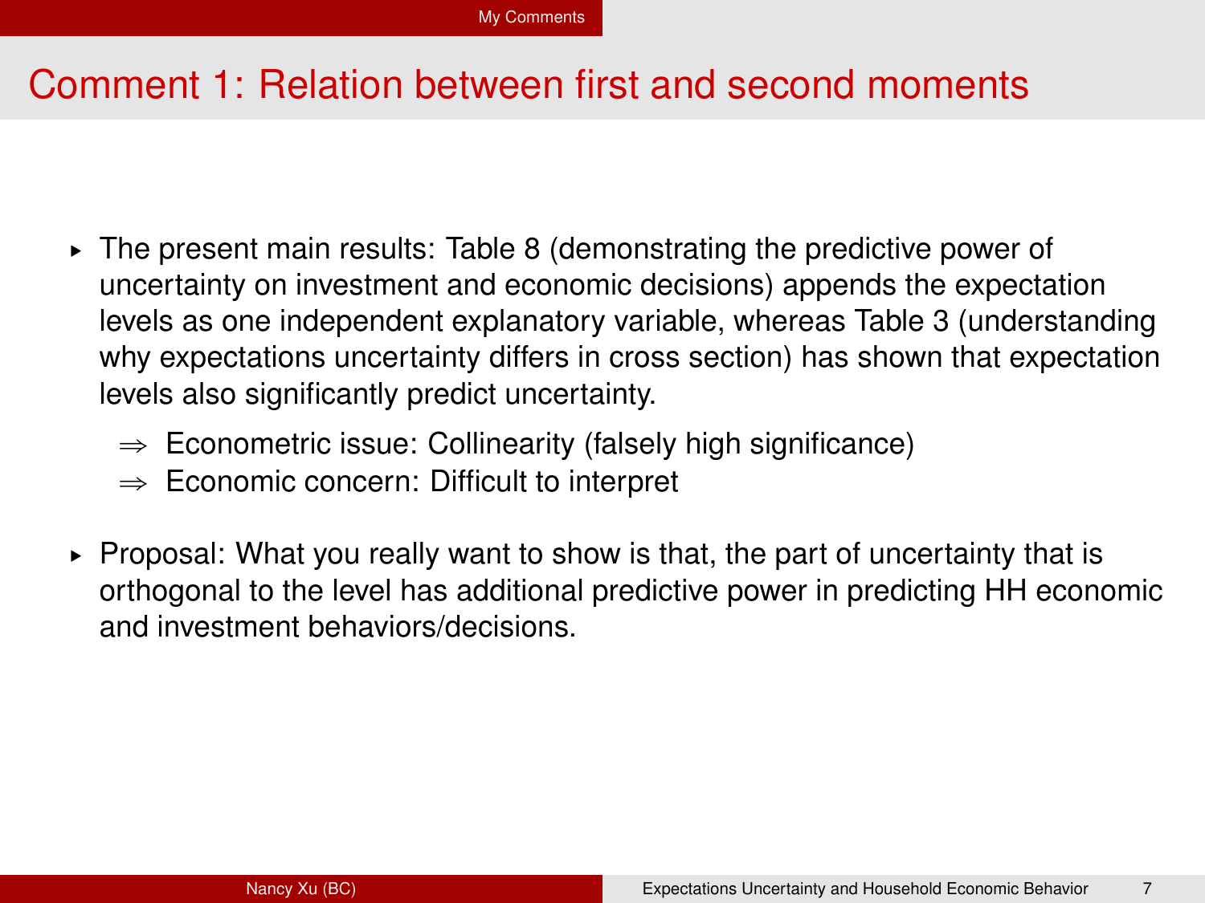# Comment 1: Relation between first and second moments

- The present main results: Table 8 (demonstrating the predictive power of uncertainty on investment and economic decisions) appends the expectation levels as one independent explanatory variable, whereas Table 3 (understanding why expectations uncertainty differs in cross section) has shown that expectation levels also significantly predict uncertainty.
  - $\Rightarrow$ Econometric issue: Collinearity (falsely high significance)
  - $\Rightarrow$ Economic concern: Difficult to interpret
- Proposal: What you really want to show is that, the part of uncertainty that is orthogonal to the level has additional predictive power in predicting HH economic and investment behaviors/decisions.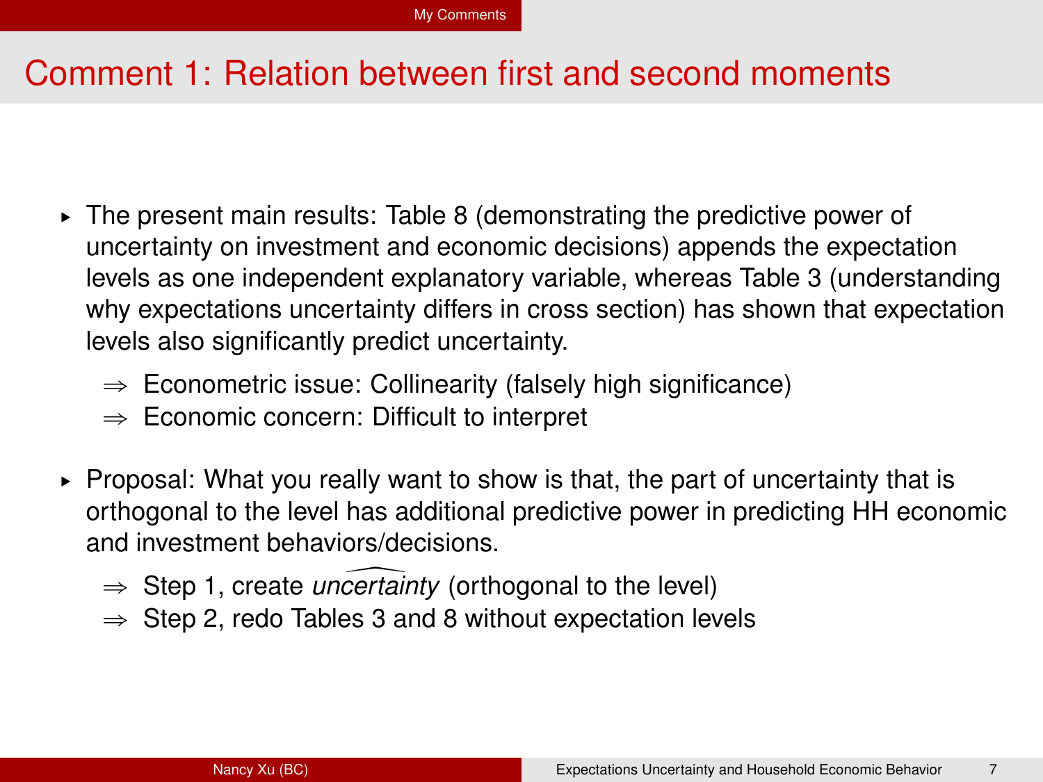# Comment 1: Relation between first and second moments

- The present main results: Table 8 (demonstrating the predictive power of uncertainty on investment and economic decisions) appends the expectation levels as one independent explanatory variable, whereas Table 3 (understanding why expectations uncertainty differs in cross section) has shown that expectation levels also significantly predict uncertainty.
  - $\Rightarrow$ Econometric issue: Collinearity (falsely high significance)
  - $\Rightarrow$ Economic concern: Difficult to interpret

- Proposal: What you really want to show is that, the part of uncertainty that is orthogonal to the level has additional predictive power in predicting HH economic and investment behaviors/decisions.
  - $\Rightarrow$ Step 1, create $\widehat{uncertainty}$ (orthogonal to the level)
  - $\Rightarrow$ Step 2, redo Tables 3 and 8 without expectation levels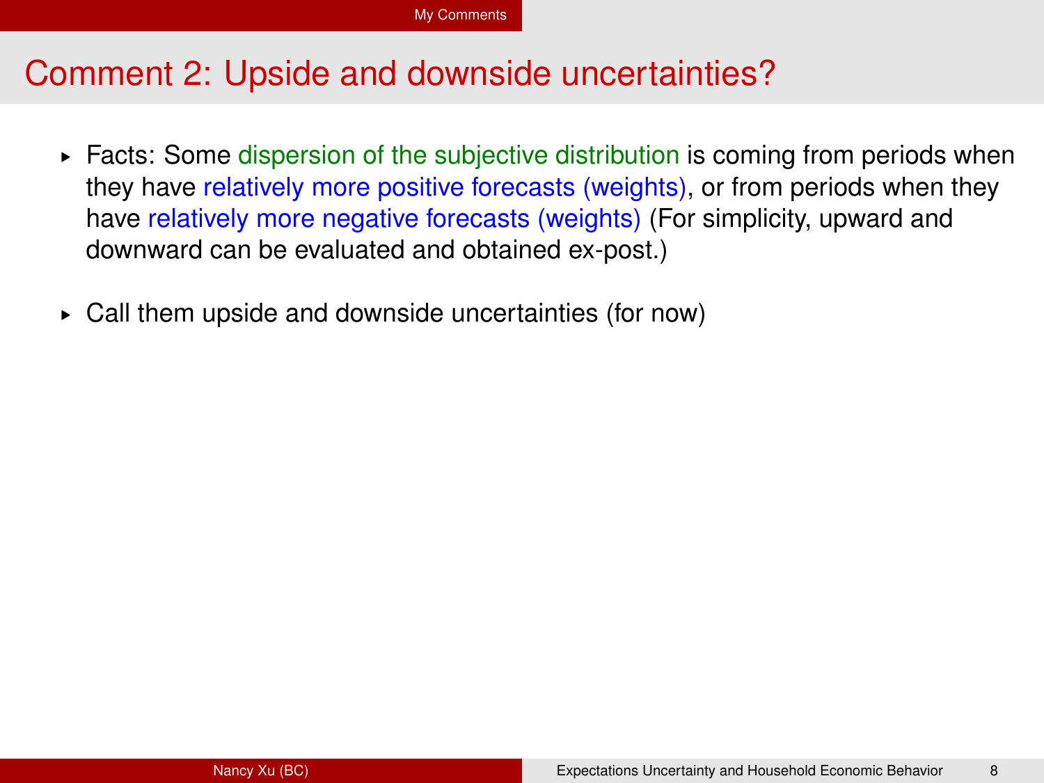# Comment 2: Upside and downside uncertainties?

- Facts: Some dispersion of the subjective distribution is coming from periods when they have relatively more positive forecasts (weights), or from periods when they have relatively more negative forecasts (weights) (For simplicity, upward and downward can be evaluated and obtained ex-post.)
- Call them upside and downside uncertainties (for now)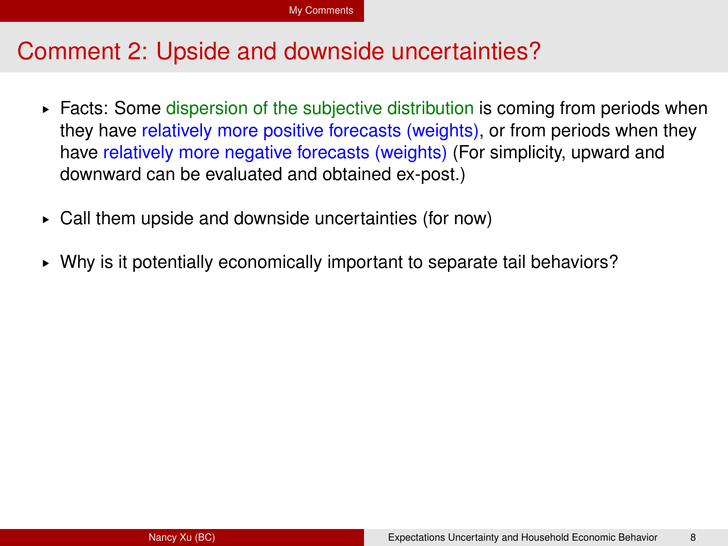# Comment 2: Upside and downside uncertainties?

- Facts: Some dispersion of the subjective distribution is coming from periods when they have relatively more positive forecasts (weights), or from periods when they have relatively more negative forecasts (weights) (For simplicity, upward and downward can be evaluated and obtained ex-post.)
- Call them upside and downside uncertainties (for now)
- Why is it potentially economically important to separate tail behaviors?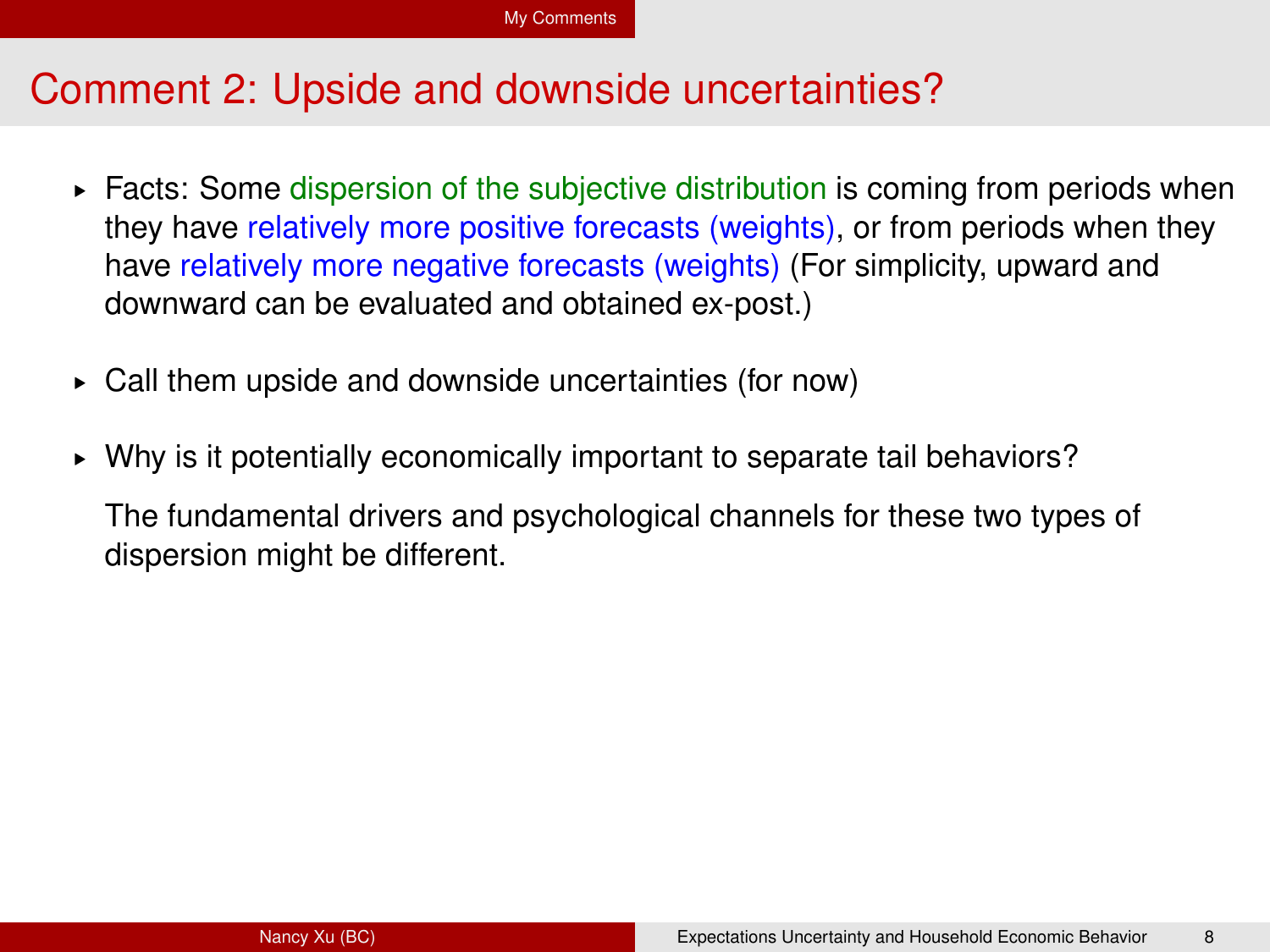## Comment 2: Upside and downside uncertainties?

- Facts: Some dispersion of the subjective distribution is coming from periods when they have relatively more positive forecasts (weights), or from periods when they have relatively more negative forecasts (weights) (For simplicity, upward and downward can be evaluated and obtained ex-post.)

- Call them upside and downside uncertainties (for now)

- Why is it potentially economically important to separate tail behaviors?

  The fundamental drivers and psychological channels for these two types of dispersion might be different.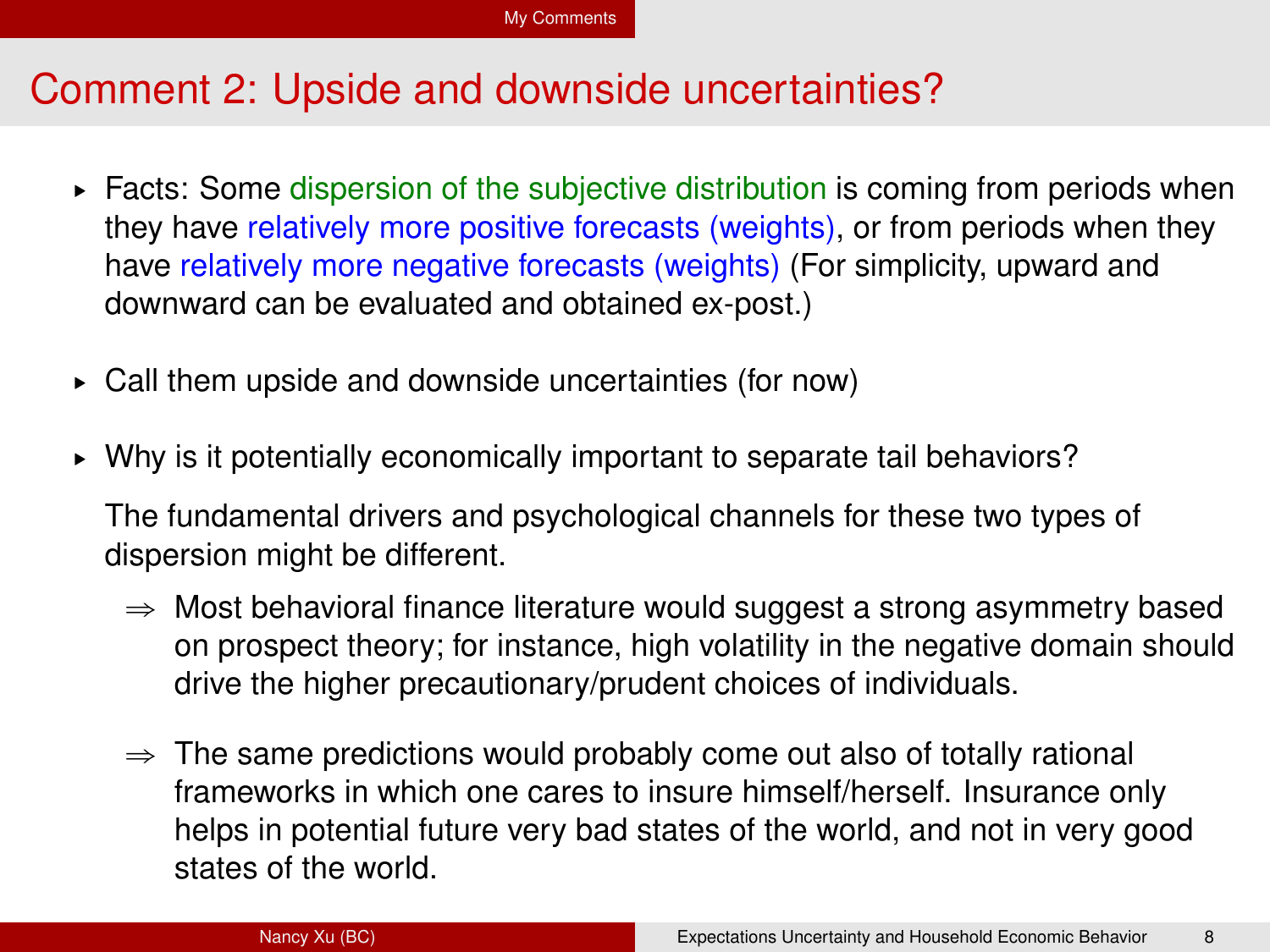# Comment 2: Upside and downside uncertainties?

- Facts: Some dispersion of the subjective distribution is coming from periods when they have relatively more positive forecasts (weights), or from periods when they have relatively more negative forecasts (weights) (For simplicity, upward and downward can be evaluated and obtained ex-post.)

- Call them upside and downside uncertainties (for now)

- Why is it potentially economically important to separate tail behaviors?

  The fundamental drivers and psychological channels for these two types of dispersion might be different.

  ⇒ Most behavioral finance literature would suggest a strong asymmetry based on prospect theory; for instance, high volatility in the negative domain should drive the higher precautionary/prudent choices of individuals.

  ⇒ The same predictions would probably come out also of totally rational frameworks in which one cares to insure himself/herself. Insurance only helps in potential future very bad states of the world, and not in very good states of the world.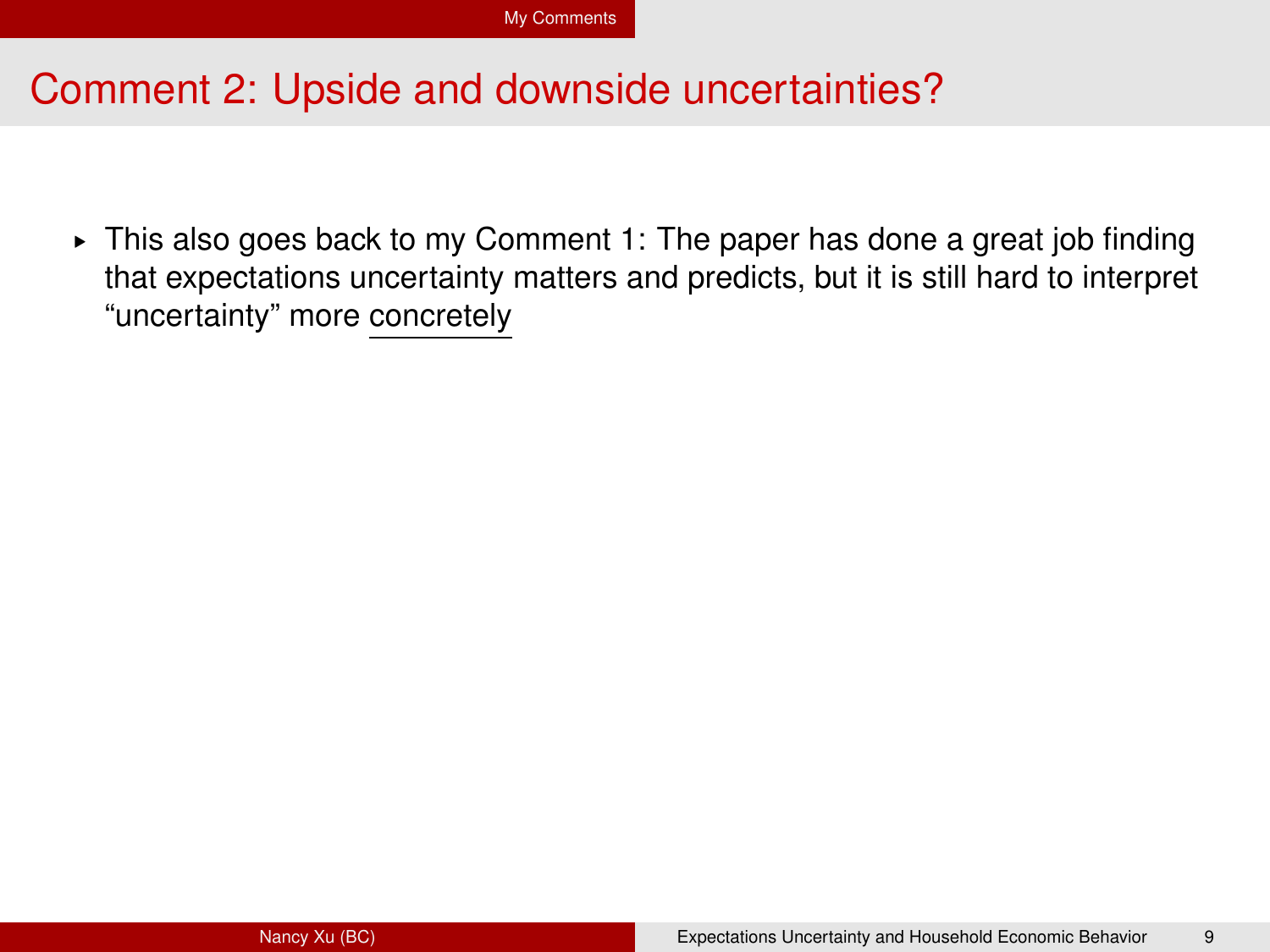# Comment 2: Upside and downside uncertainties?

- This also goes back to my Comment 1: The paper has done a great job finding that expectations uncertainty matters and predicts, but it is still hard to interpret “uncertainty” more <u>concretely</u>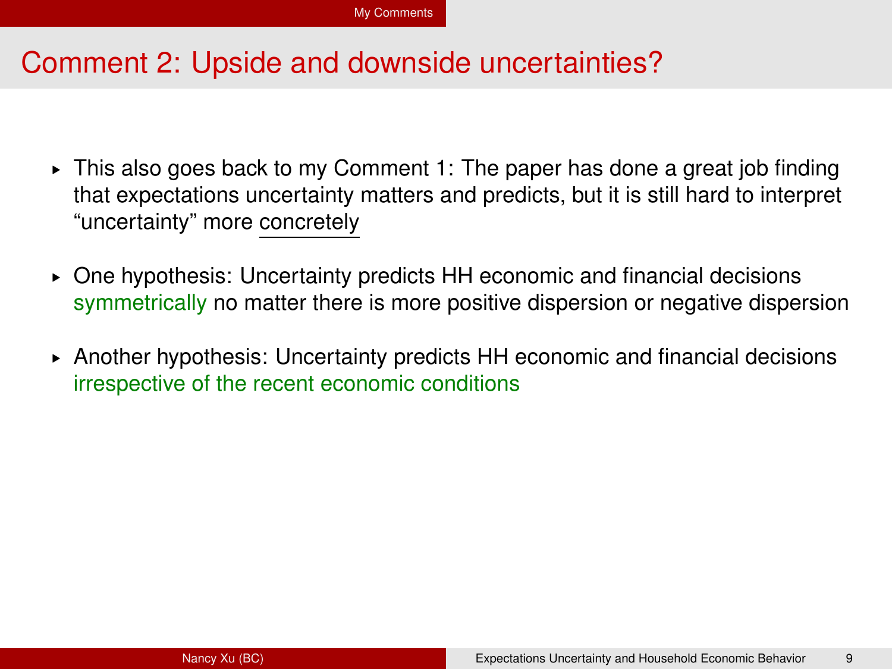# Comment 2: Upside and downside uncertainties?

- This also goes back to my Comment 1: The paper has done a great job finding that expectations uncertainty matters and predicts, but it is still hard to interpret "uncertainty" more concretely
- One hypothesis: Uncertainty predicts HH economic and financial decisions symmetrically no matter there is more positive dispersion or negative dispersion
- Another hypothesis: Uncertainty predicts HH economic and financial decisions irrespective of the recent economic conditions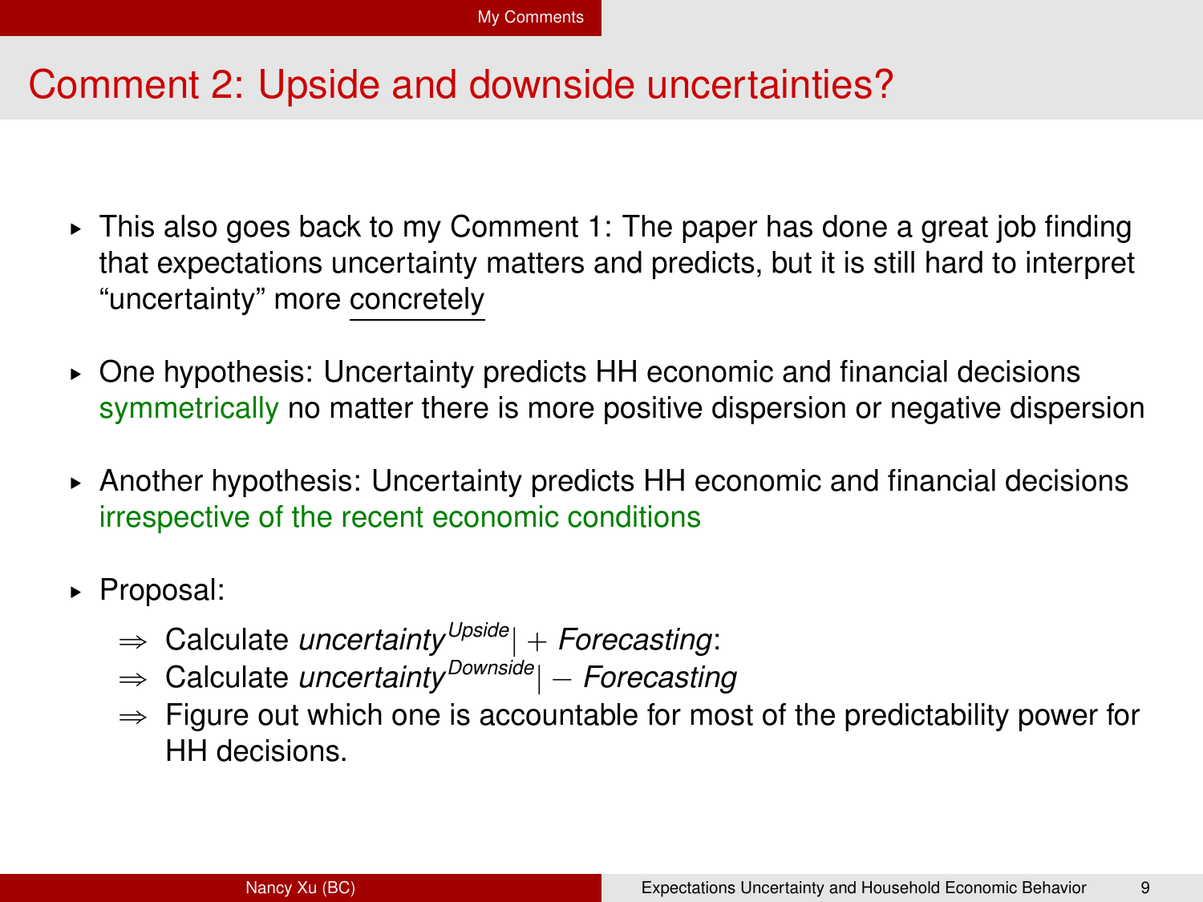# Comment 2: Upside and downside uncertainties?

- This also goes back to my Comment 1: The paper has done a great job finding that expectations uncertainty matters and predicts, but it is still hard to interpret "uncertainty" more concretely
- One hypothesis: Uncertainty predicts HH economic and financial decisions symmetrically no matter there is more positive dispersion or negative dispersion
- Another hypothesis: Uncertainty predicts HH economic and financial decisions irrespective of the recent economic conditions
- Proposal:
  - $\Rightarrow$ Calculate $\textit{uncertainty}^{\textit{Upside}}| + \textit{Forecasting}$:
  - $\Rightarrow$ Calculate $\textit{uncertainty}^{\textit{Downside}}| - \textit{Forecasting}$
  - $\Rightarrow$ Figure out which one is accountable for most of the predictability power for HH decisions.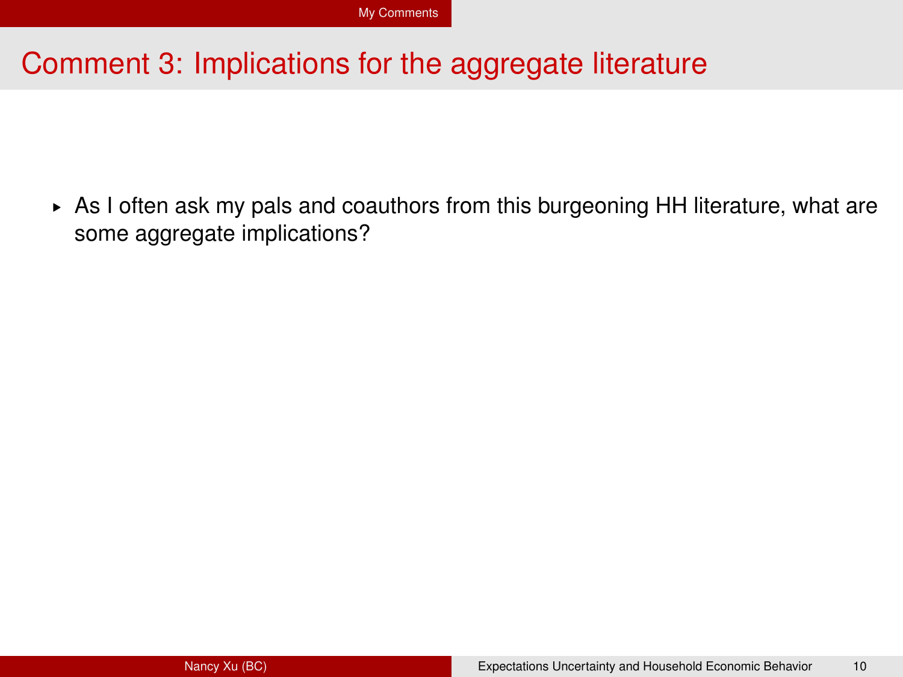## Comment 3: Implications for the aggregate literature

- As I often ask my pals and coauthors from this burgeoning HH literature, what are some aggregate implications?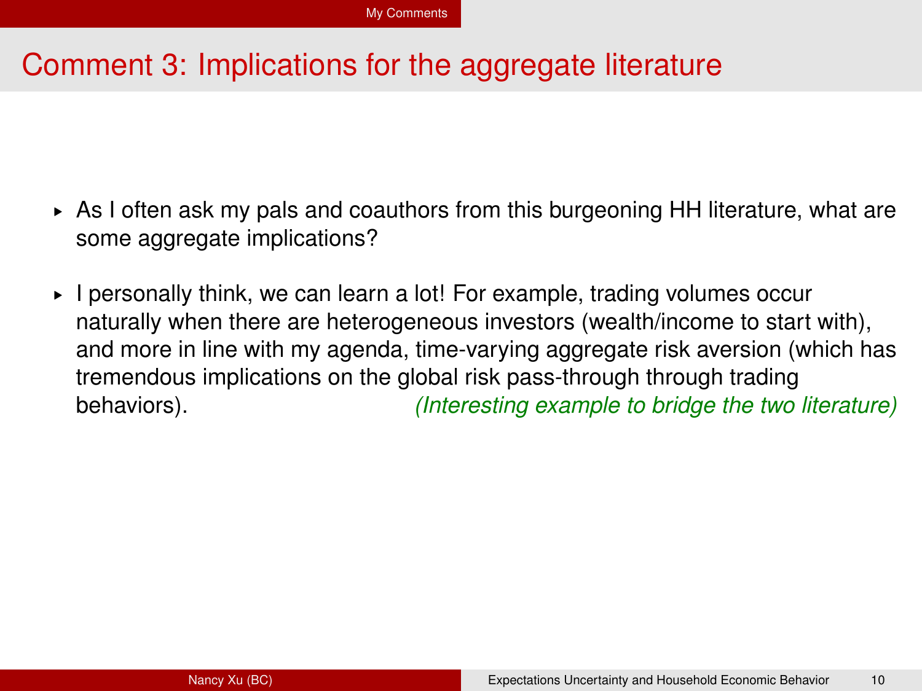# Comment 3: Implications for the aggregate literature

- As I often ask my pals and coauthors from this burgeoning HH literature, what are some aggregate implications?
- I personally think, we can learn a lot! For example, trading volumes occur naturally when there are heterogeneous investors (wealth/income to start with), and more in line with my agenda, time-varying aggregate risk aversion (which has tremendous implications on the global risk pass-through through trading behaviors). *(Interesting example to bridge the two literature)*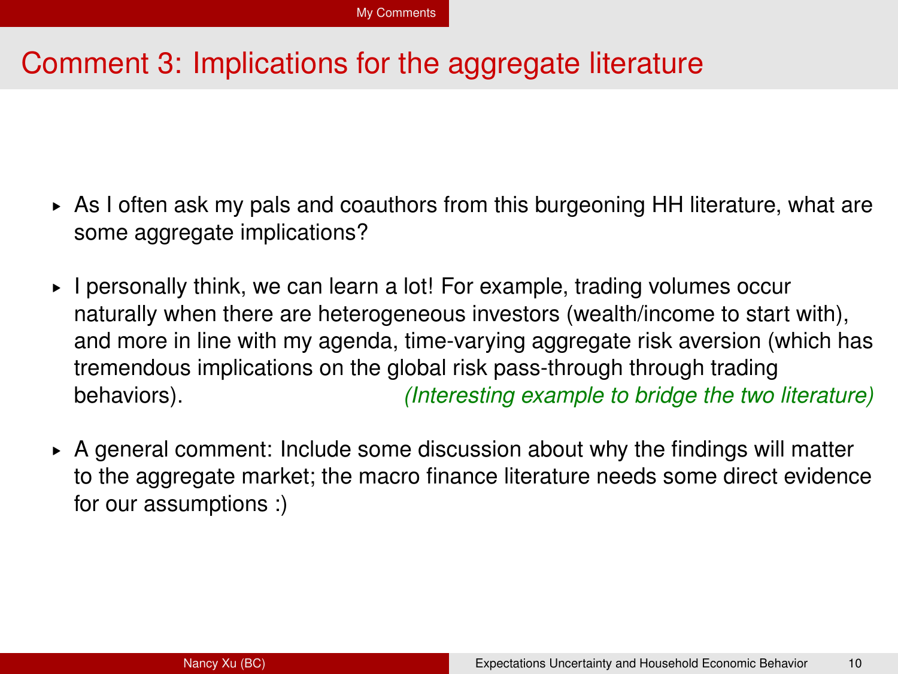# Comment 3: Implications for the aggregate literature

- As I often ask my pals and coauthors from this burgeoning HH literature, what are some aggregate implications?
- I personally think, we can learn a lot! For example, trading volumes occur naturally when there are heterogeneous investors (wealth/income to start with), and more in line with my agenda, time-varying aggregate risk aversion (which has tremendous implications on the global risk pass-through through trading behaviors). *(Interesting example to bridge the two literature)*
- A general comment: Include some discussion about why the findings will matter to the aggregate market; the macro finance literature needs some direct evidence for our assumptions :)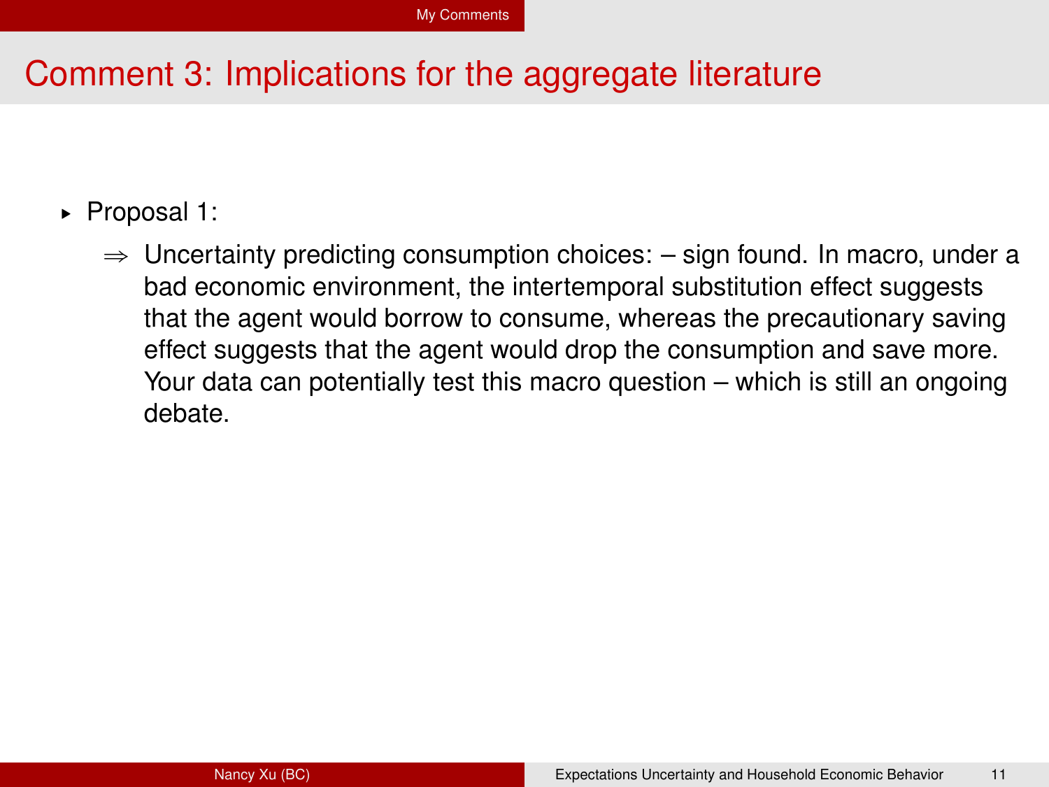# Comment 3: Implications for the aggregate literature

- Proposal 1:
  - $\Rightarrow$ Uncertainty predicting consumption choices: – sign found. In macro, under a bad economic environment, the intertemporal substitution effect suggests that the agent would borrow to consume, whereas the precautionary saving effect suggests that the agent would drop the consumption and save more. Your data can potentially test this macro question – which is still an ongoing debate.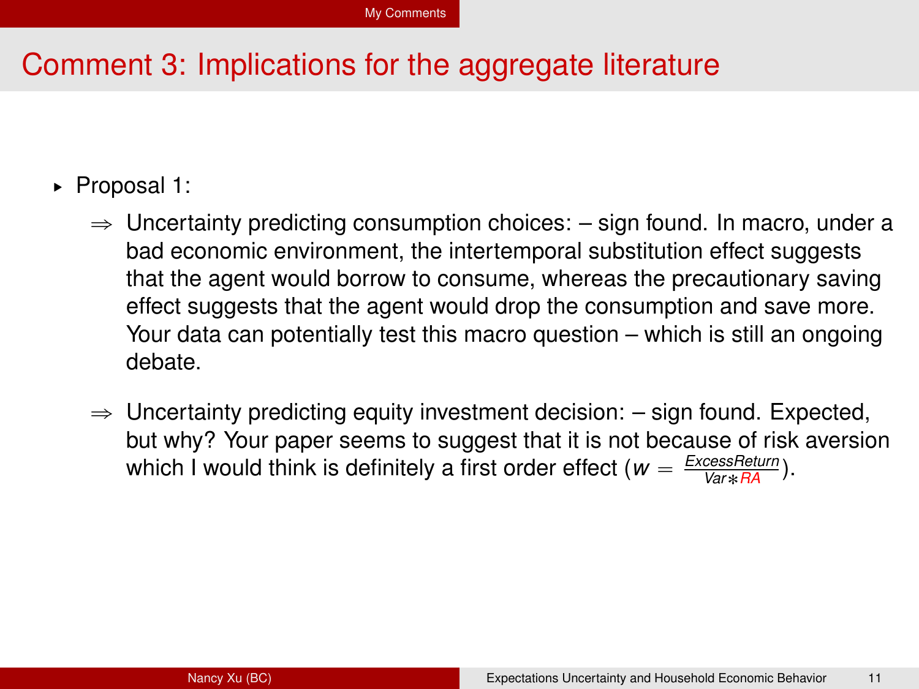# Comment 3: Implications for the aggregate literature

- Proposal 1:
  - ⇒ Uncertainty predicting consumption choices: – sign found. In macro, under a bad economic environment, the intertemporal substitution effect suggests that the agent would borrow to consume, whereas the precautionary saving effect suggests that the agent would drop the consumption and save more. Your data can potentially test this macro question – which is still an ongoing debate.
  - ⇒ Uncertainty predicting equity investment decision: – sign found. Expected, but why? Your paper seems to suggest that it is not because of risk aversion which I would think is definitely a first order effect ($w = \frac{ExcessReturn}{Var * RA}$).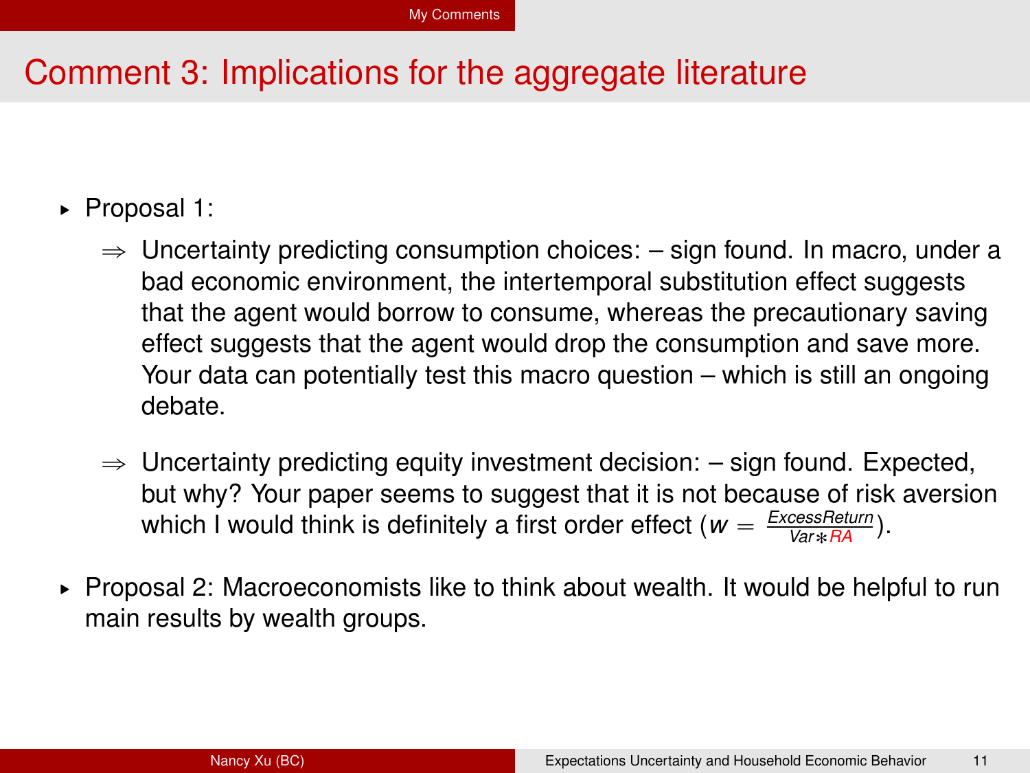# Comment 3: Implications for the aggregate literature

- Proposal 1:
  - $\Rightarrow$ Uncertainty predicting consumption choices: – sign found. In macro, under a bad economic environment, the intertemporal substitution effect suggests that the agent would borrow to consume, whereas the precautionary saving effect suggests that the agent would drop the consumption and save more. Your data can potentially test this macro question – which is still an ongoing debate.
  - $\Rightarrow$ Uncertainty predicting equity investment decision: – sign found. Expected, but why? Your paper seems to suggest that it is not because of risk aversion which I would think is definitely a first order effect ($w = \frac{ExcessReturn}{Var * RA}$).
- Proposal 2: Macroeconomists like to think about wealth. It would be helpful to run main results by wealth groups.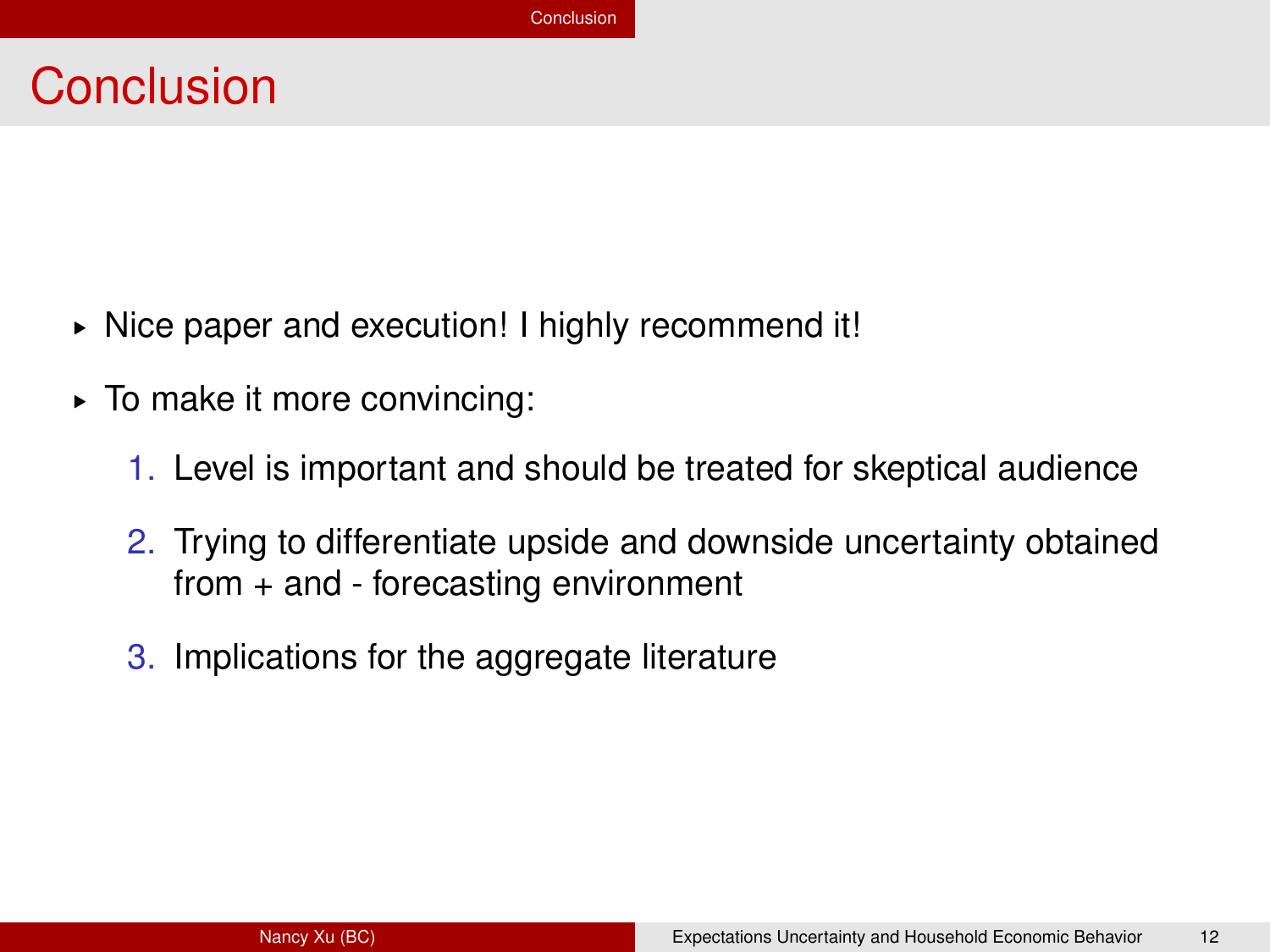# Conclusion

- Nice paper and execution! I highly recommend it!
- To make it more convincing:
  1. Level is important and should be treated for skeptical audience
  2. Trying to differentiate upside and downside uncertainty obtained from + and - forecasting environment
  3. Implications for the aggregate literature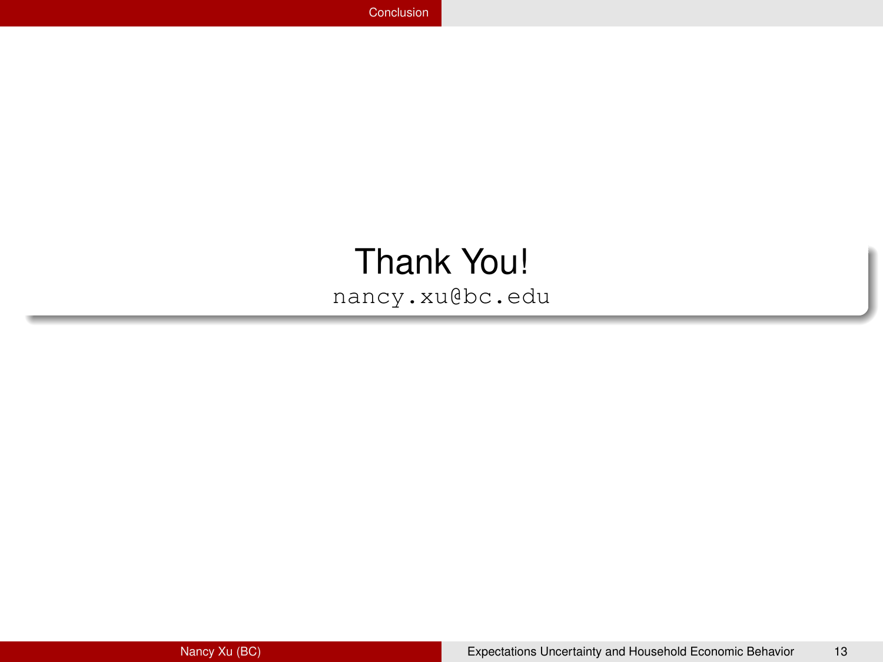# Thank You!

nancy.xu@bc.edu